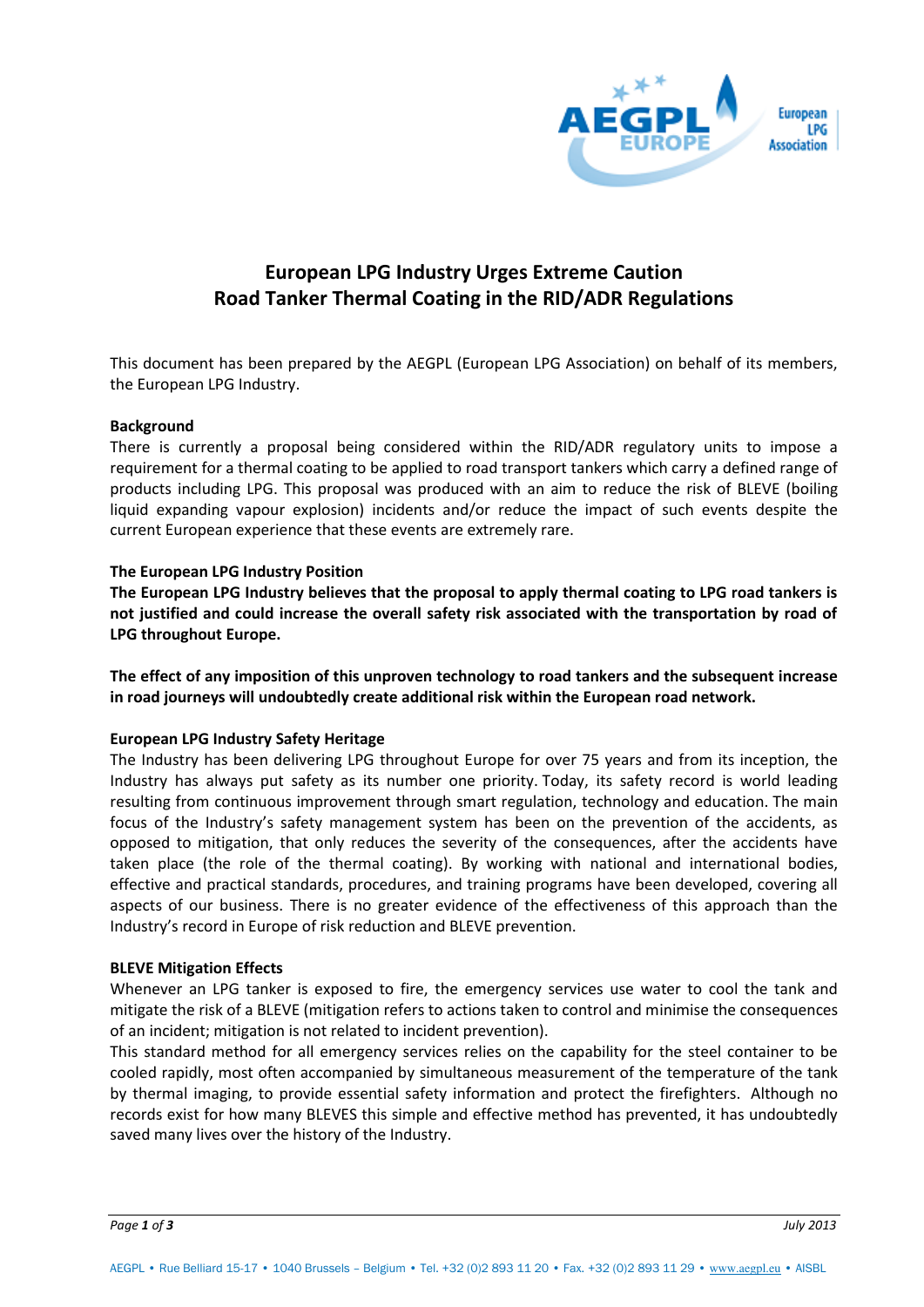# European LPG Industry Urges Extreme Caution
# Road Tanker Thermal Coating in the RID/ADR Regulations

This document has been prepared by the AEGPL (European LPG Association) on behalf of its members, the European LPG Industry.

**Background**

There is currently a proposal being considered within the RID/ADR regulatory units to impose a requirement for a thermal coating to be applied to road transport tankers which carry a defined range of products including LPG. This proposal was produced with an aim to reduce the risk of BLEVE (boiling liquid expanding vapour explosion) incidents and/or reduce the impact of such events despite the current European experience that these events are extremely rare.

**The European LPG Industry Position**

**The European LPG Industry believes that the proposal to apply thermal coating to LPG road tankers is not justified and could increase the overall safety risk associated with the transportation by road of LPG throughout Europe.**

**The effect of any imposition of this unproven technology to road tankers and the subsequent increase in road journeys will undoubtedly create additional risk within the European road network.**

**European LPG Industry Safety Heritage**

The Industry has been delivering LPG throughout Europe for over 75 years and from its inception, the Industry has always put safety as its number one priority. Today, its safety record is world leading resulting from continuous improvement through smart regulation, technology and education. The main focus of the Industry's safety management system has been on the prevention of the accidents, as opposed to mitigation, that only reduces the severity of the consequences, after the accidents have taken place (the role of the thermal coating). By working with national and international bodies, effective and practical standards, procedures, and training programs have been developed, covering all aspects of our business. There is no greater evidence of the effectiveness of this approach than the Industry's record in Europe of risk reduction and BLEVE prevention.

**BLEVE Mitigation Effects**

Whenever an LPG tanker is exposed to fire, the emergency services use water to cool the tank and mitigate the risk of a BLEVE (mitigation refers to actions taken to control and minimise the consequences of an incident; mitigation is not related to incident prevention).

This standard method for all emergency services relies on the capability for the steel container to be cooled rapidly, most often accompanied by simultaneous measurement of the temperature of the tank by thermal imaging, to provide essential safety information and protect the firefighters. Although no records exist for how many BLEVES this simple and effective method has prevented, it has undoubtedly saved many lives over the history of the Industry.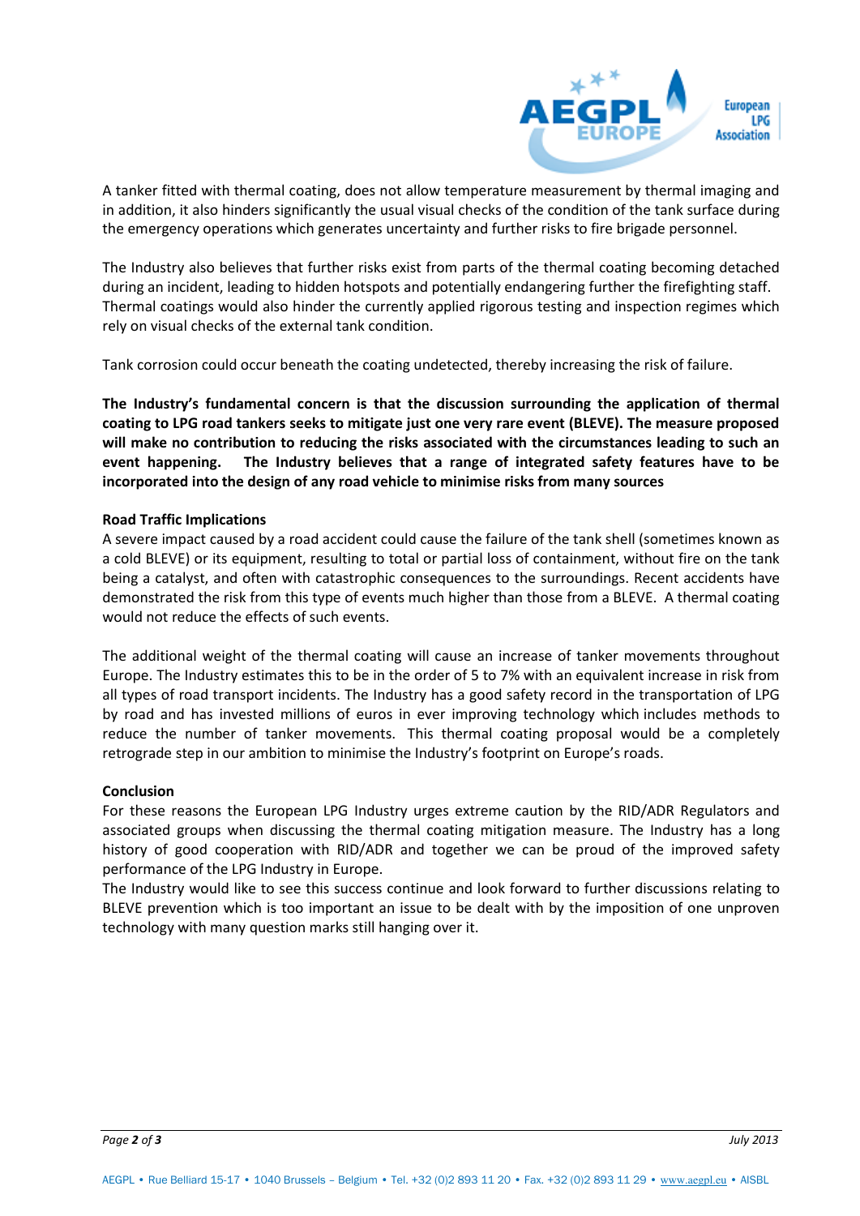A tanker fitted with thermal coating, does not allow temperature measurement by thermal imaging and in addition, it also hinders significantly the usual visual checks of the condition of the tank surface during the emergency operations which generates uncertainty and further risks to fire brigade personnel.

The Industry also believes that further risks exist from parts of the thermal coating becoming detached during an incident, leading to hidden hotspots and potentially endangering further the firefighting staff. Thermal coatings would also hinder the currently applied rigorous testing and inspection regimes which rely on visual checks of the external tank condition.

Tank corrosion could occur beneath the coating undetected, thereby increasing the risk of failure.

**The Industry's fundamental concern is that the discussion surrounding the application of thermal coating to LPG road tankers seeks to mitigate just one very rare event (BLEVE). The measure proposed will make no contribution to reducing the risks associated with the circumstances leading to such an event happening. The Industry believes that a range of integrated safety features have to be incorporated into the design of any road vehicle to minimise risks from many sources**

**Road Traffic Implications**

A severe impact caused by a road accident could cause the failure of the tank shell (sometimes known as a cold BLEVE) or its equipment, resulting to total or partial loss of containment, without fire on the tank being a catalyst, and often with catastrophic consequences to the surroundings. Recent accidents have demonstrated the risk from this type of events much higher than those from a BLEVE. A thermal coating would not reduce the effects of such events.

The additional weight of the thermal coating will cause an increase of tanker movements throughout Europe. The Industry estimates this to be in the order of 5 to 7% with an equivalent increase in risk from all types of road transport incidents. The Industry has a good safety record in the transportation of LPG by road and has invested millions of euros in ever improving technology which includes methods to reduce the number of tanker movements. This thermal coating proposal would be a completely retrograde step in our ambition to minimise the Industry's footprint on Europe's roads.

**Conclusion**

For these reasons the European LPG Industry urges extreme caution by the RID/ADR Regulators and associated groups when discussing the thermal coating mitigation measure. The Industry has a long history of good cooperation with RID/ADR and together we can be proud of the improved safety performance of the LPG Industry in Europe.

The Industry would like to see this success continue and look forward to further discussions relating to BLEVE prevention which is too important an issue to be dealt with by the imposition of one unproven technology with many question marks still hanging over it.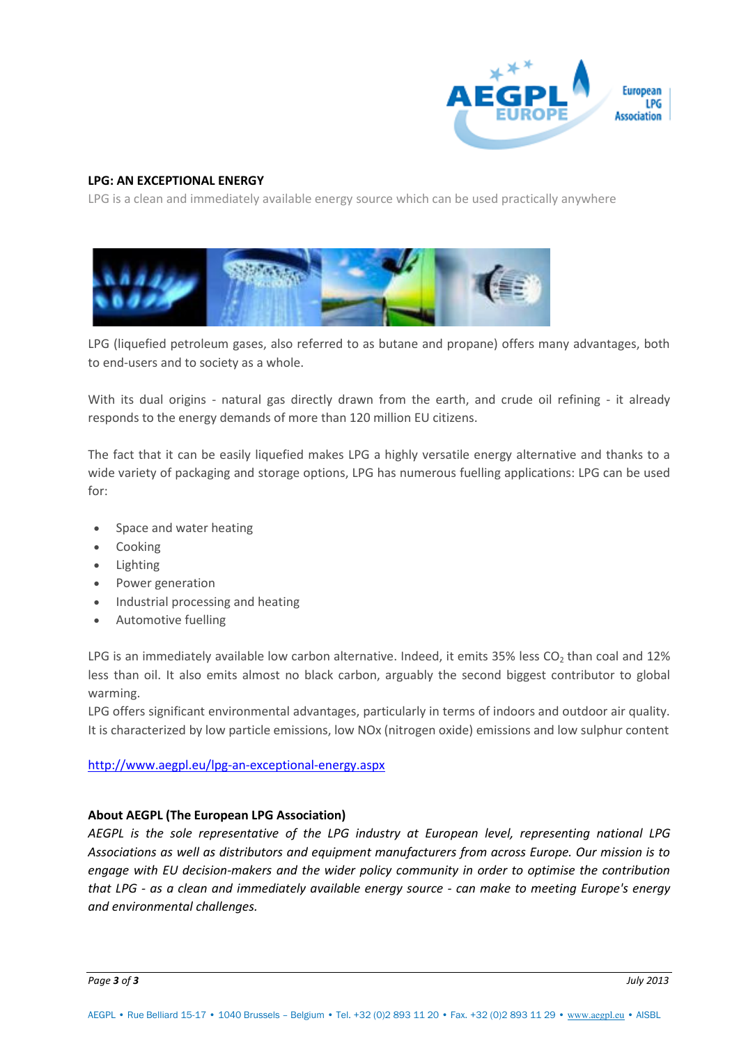**LPG: AN EXCEPTIONAL ENERGY**

LPG is a clean and immediately available energy source which can be used practically anywhere

LPG (liquefied petroleum gases, also referred to as butane and propane) offers many advantages, both to end-users and to society as a whole.

With its dual origins - natural gas directly drawn from the earth, and crude oil refining - it already responds to the energy demands of more than 120 million EU citizens.

The fact that it can be easily liquefied makes LPG a highly versatile energy alternative and thanks to a wide variety of packaging and storage options, LPG has numerous fuelling applications: LPG can be used for:

- Space and water heating
- Cooking
- Lighting
- Power generation
- Industrial processing and heating
- Automotive fuelling

LPG is an immediately available low carbon alternative. Indeed, it emits 35% less $CO_2$ than coal and 12% less than oil. It also emits almost no black carbon, arguably the second biggest contributor to global warming.
LPG offers significant environmental advantages, particularly in terms of indoors and outdoor air quality. It is characterized by low particle emissions, low NOx (nitrogen oxide) emissions and low sulphur content

http://www.aegpl.eu/lpg-an-exceptional-energy.aspx

**About AEGPL (The European LPG Association)**

*AEGPL is the sole representative of the LPG industry at European level, representing national LPG Associations as well as distributors and equipment manufacturers from across Europe. Our mission is to engage with EU decision-makers and the wider policy community in order to optimise the contribution that LPG - as a clean and immediately available energy source - can make to meeting Europe's energy and environmental challenges.*

*July 2013*

AEGPL • Rue Belliard 15-17 • 1040 Brussels – Belgium • Tel. +32 (0)2 893 11 20 • Fax. +32 (0)2 893 11 29 • www.aegpl.eu • AISBL